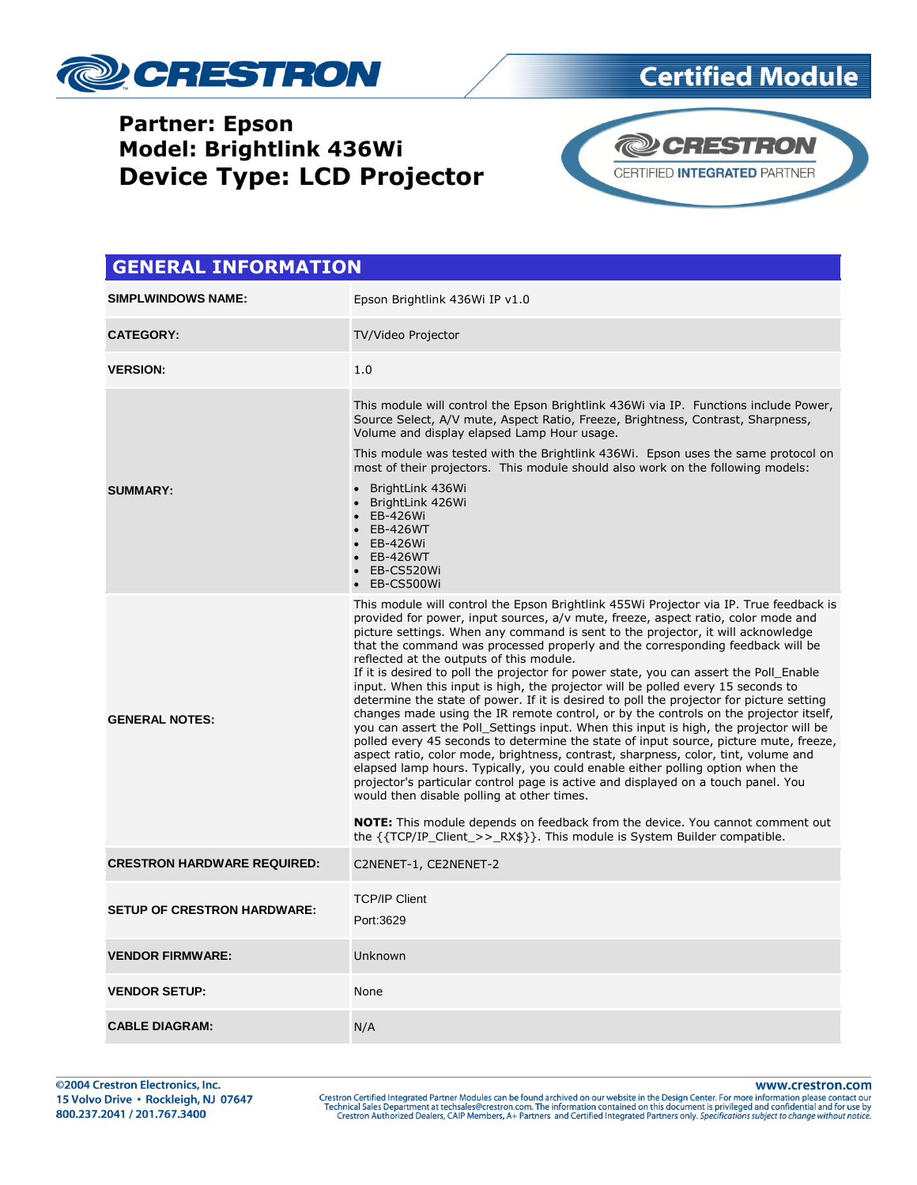# Certified Module

## Partner: Epson
## Model: Brightlink 436Wi
## Device Type: LCD Projector

CRESTRON CERTIFIED INTEGRATED PARTNER

## GENERAL INFORMATION

| | |
|---|---|
| **SIMPLWINDOWS NAME:** | Epson Brightlink 436Wi IP v1.0 |
| **CATEGORY:** | TV/Video Projector |
| **VERSION:** | 1.0 |
| **SUMMARY:** | This module will control the Epson Brightlink 436Wi via IP. Functions include Power, Source Select, A/V mute, Aspect Ratio, Freeze, Brightness, Contrast, Sharpness, Volume and display elapsed Lamp Hour usage.<br><br>This module was tested with the Brightlink 436Wi. Epson uses the same protocol on most of their projectors. This module should also work on the following models:<br>• BrightLink 436Wi<br>• BrightLink 426Wi<br>• EB-426Wi<br>• EB-426WT<br>• EB-426Wi<br>• EB-426WT<br>• EB-CS520Wi<br>• EB-CS500Wi |
| **GENERAL NOTES:** | This module will control the Epson Brightlink 455Wi Projector via IP. True feedback is provided for power, input sources, a/v mute, freeze, aspect ratio, color mode and picture settings. When any command is sent to the projector, it will acknowledge that the command was processed properly and the corresponding feedback will be reflected at the outputs of this module.<br>If it is desired to poll the projector for power state, you can assert the Poll_Enable input. When this input is high, the projector will be polled every 15 seconds to determine the state of power. If it is desired to poll the projector for picture setting changes made using the IR remote control, or by the controls on the projector itself, you can assert the Poll_Settings input. When this input is high, the projector will be polled every 45 seconds to determine the state of input source, picture mute, freeze, aspect ratio, color mode, brightness, contrast, sharpness, color, tint, volume and elapsed lamp hours. Typically, you could enable either polling option when the projector's particular control page is active and displayed on a touch panel. You would then disable polling at other times.<br><br>**NOTE:** This module depends on feedback from the device. You cannot comment out the {{TCP/IP_Client_>>_RX$}}. This module is System Builder compatible. |
| **CRESTRON HARDWARE REQUIRED:** | C2NENET-1, CE2NENET-2 |
| **SETUP OF CRESTRON HARDWARE:** | TCP/IP Client<br><br>Port:3629 |
| **VENDOR FIRMWARE:** | Unknown |
| **VENDOR SETUP:** | None |
| **CABLE DIAGRAM:** | N/A |

©2004 Crestron Electronics, Inc.
15 Volvo Drive • Rockleigh, NJ 07647
800.237.2041 / 201.767.3400

www.crestron.com
Crestron Certified Integrated Partner Modules can be found archived on our website in the Design Center. For more information please contact our Technical Sales Department at techsales@crestron.com. The information contained on this document is privileged and confidential and for use by Crestron Authorized Dealers, CAIP Members, A+ Partners and Certified Integrated Partners only. *Specifications subject to change without notice.*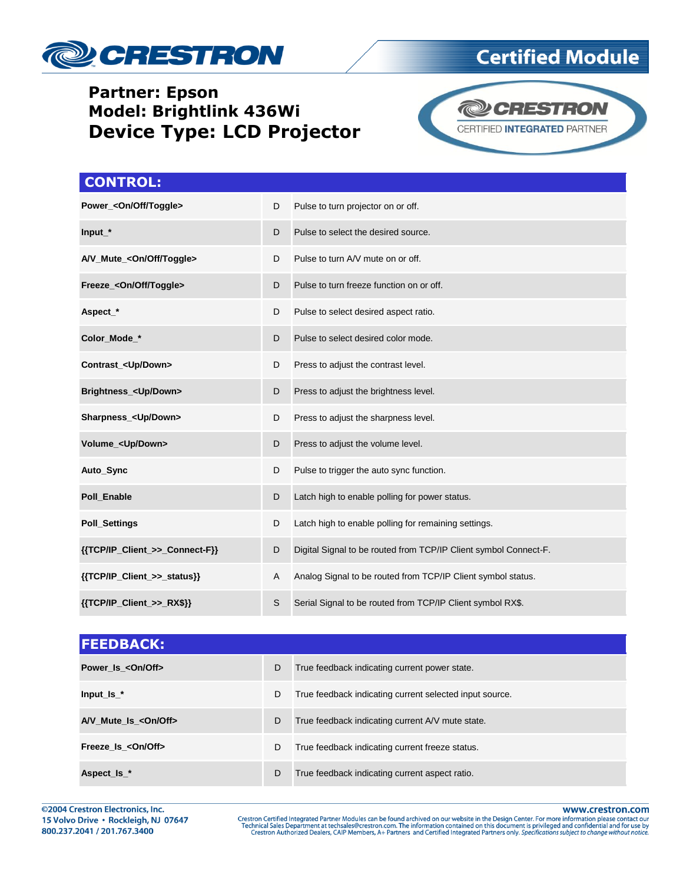**Partner: Epson**
**Model: Brightlink 436Wi**
**Device Type: LCD Projector**

CRESTRON CERTIFIED INTEGRATED PARTNER

## CONTROL:

| | | |
|---|---|---|
| **Power_<On/Off/Toggle>** | D | Pulse to turn projector on or off. |
| **Input_*** | D | Pulse to select the desired source. |
| **A/V_Mute_<On/Off/Toggle>** | D | Pulse to turn A/V mute on or off. |
| **Freeze_<On/Off/Toggle>** | D | Pulse to turn freeze function on or off. |
| **Aspect_*** | D | Pulse to select desired aspect ratio. |
| **Color_Mode_*** | D | Pulse to select desired color mode. |
| **Contrast_<Up/Down>** | D | Press to adjust the contrast level. |
| **Brightness_<Up/Down>** | D | Press to adjust the brightness level. |
| **Sharpness_<Up/Down>** | D | Press to adjust the sharpness level. |
| **Volume_<Up/Down>** | D | Press to adjust the volume level. |
| **Auto_Sync** | D | Pulse to trigger the auto sync function. |
| **Poll_Enable** | D | Latch high to enable polling for power status. |
| **Poll_Settings** | D | Latch high to enable polling for remaining settings. |
| **{{TCP/IP_Client_>>_Connect-F}}** | D | Digital Signal to be routed from TCP/IP Client symbol Connect-F. |
| **{{TCP/IP_Client_>>_status}}** | A | Analog Signal to be routed from TCP/IP Client symbol status. |
| **{{TCP/IP_Client_>>_RX$}}** | S | Serial Signal to be routed from TCP/IP Client symbol RX$. |

## FEEDBACK:

| | | |
|---|---|---|
| **Power_Is_<On/Off>** | D | True feedback indicating current power state. |
| **Input_Is_*** | D | True feedback indicating current selected input source. |
| **A/V_Mute_Is_<On/Off>** | D | True feedback indicating current A/V mute state. |
| **Freeze_Is_<On/Off>** | D | True feedback indicating current freeze status. |
| **Aspect_Is_*** | D | True feedback indicating current aspect ratio. |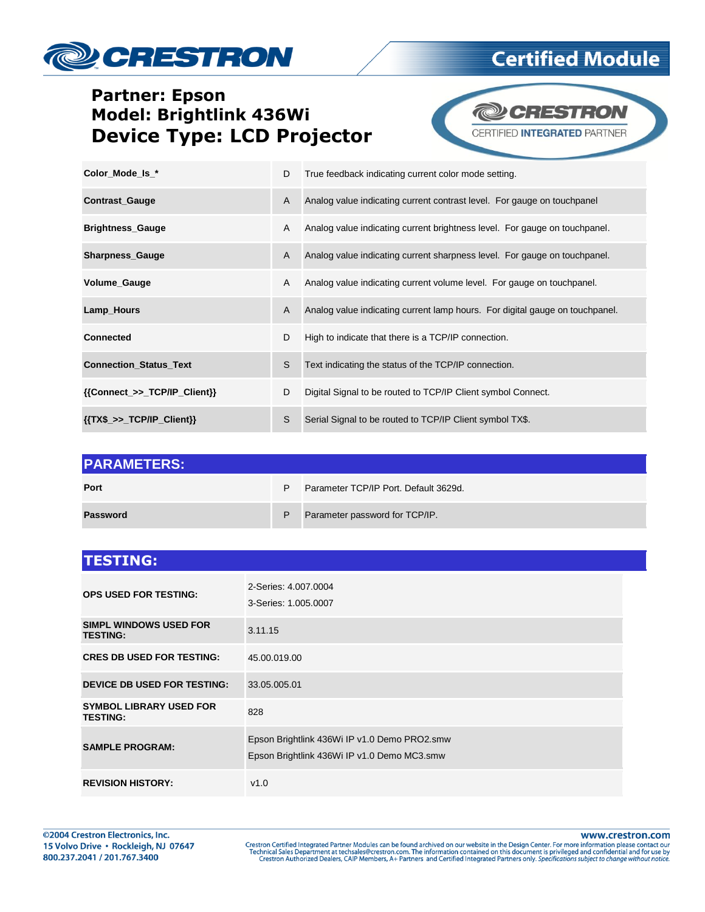**Partner: Epson**
**Model: Brightlink 436Wi**
**Device Type: LCD Projector**

| | | |
|---|---|---|
| **Color_Mode_Is_*** | D | True feedback indicating current color mode setting. |
| **Contrast_Gauge** | A | Analog value indicating current contrast level. For gauge on touchpanel |
| **Brightness_Gauge** | A | Analog value indicating current brightness level. For gauge on touchpanel. |
| **Sharpness_Gauge** | A | Analog value indicating current sharpness level. For gauge on touchpanel. |
| **Volume_Gauge** | A | Analog value indicating current volume level. For gauge on touchpanel. |
| **Lamp_Hours** | A | Analog value indicating current lamp hours. For digital gauge on touchpanel. |
| **Connected** | D | High to indicate that there is a TCP/IP connection. |
| **Connection_Status_Text** | S | Text indicating the status of the TCP/IP connection. |
| **{{Connect_>>_TCP/IP_Client}}** | D | Digital Signal to be routed to TCP/IP Client symbol Connect. |
| **{{TX$_>>_TCP/IP_Client}}** | S | Serial Signal to be routed to TCP/IP Client symbol TX$. |

## PARAMETERS:

| | | |
|---|---|---|
| **Port** | P | Parameter TCP/IP Port. Default 3629d. |
| **Password** | P | Parameter password for TCP/IP. |

## TESTING:

| | |
|---|---|
| **OPS USED FOR TESTING:** | 2-Series: 4.007.0004<br>3-Series: 1.005.0007 |
| **SIMPL WINDOWS USED FOR TESTING:** | 3.11.15 |
| **CRES DB USED FOR TESTING:** | 45.00.019.00 |
| **DEVICE DB USED FOR TESTING:** | 33.05.005.01 |
| **SYMBOL LIBRARY USED FOR TESTING:** | 828 |
| **SAMPLE PROGRAM:** | Epson Brightlink 436Wi IP v1.0 Demo PRO2.smw<br>Epson Brightlink 436Wi IP v1.0 Demo MC3.smw |
| **REVISION HISTORY:** | v1.0 |